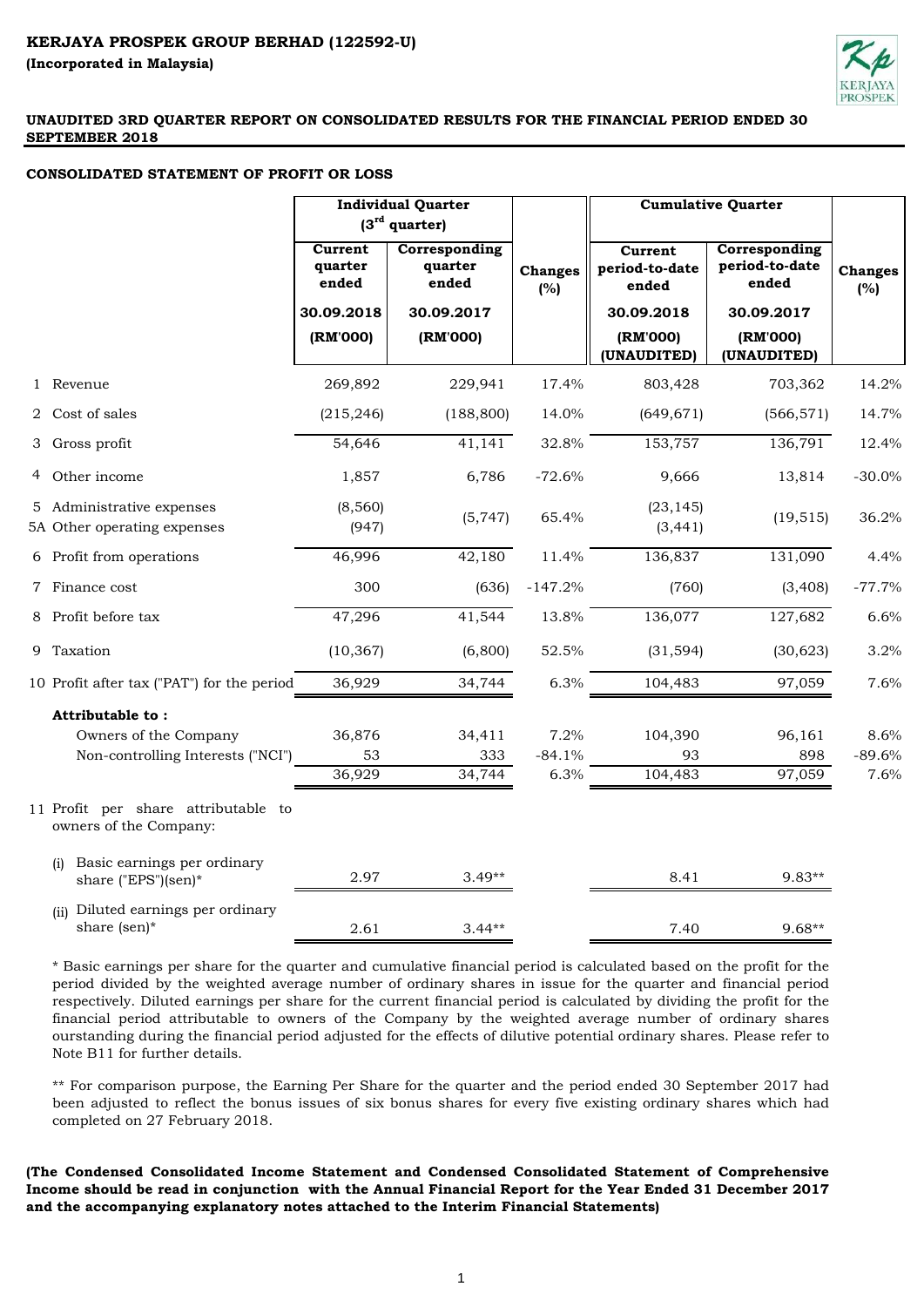**KERJAYA PROSPEK GROUP BERHAD (122592-U)**

**(Incorporated in Malaysia)**

**UNAUDITED 3RD QUARTER REPORT ON CONSOLIDATED RESULTS FOR THE FINANCIAL PERIOD ENDED 30 SEPTEMBER 2018**

**CONSOLIDATED STATEMENT OF PROFIT OR LOSS**

| | | Individual Quarter (3rd quarter) | | | Cumulative Quarter | | |
|---|---|---|---|---|---|---|---|
| | | Current quarter ended | Corresponding quarter ended | Changes (%) | Current period-to-date ended | Corresponding period-to-date ended | Changes (%) |
| | | 30.09.2018 | 30.09.2017 | | 30.09.2018 | 30.09.2017 | |
| | | (RM'000) | (RM'000) | | (RM'000) (UNAUDITED) | (RM'000) (UNAUDITED) | |
| 1 | Revenue | 269,892 | 229,941 | 17.4% | 803,428 | 703,362 | 14.2% |
| 2 | Cost of sales | (215,246) | (188,800) | 14.0% | (649,671) | (566,571) | 14.7% |
| 3 | Gross profit | 54,646 | 41,141 | 32.8% | 153,757 | 136,791 | 12.4% |
| 4 | Other income | 1,857 | 6,786 | -72.6% | 9,666 | 13,814 | -30.0% |
| 5 | Administrative expenses | (8,560) | (5,747) | 65.4% | (23,145) | (19,515) | 36.2% |
| 5A | Other operating expenses | (947) | | | (3,441) | | |
| 6 | Profit from operations | 46,996 | 42,180 | 11.4% | 136,837 | 131,090 | 4.4% |
| 7 | Finance cost | 300 | (636) | -147.2% | (760) | (3,408) | -77.7% |
| 8 | Profit before tax | 47,296 | 41,544 | 13.8% | 136,077 | 127,682 | 6.6% |
| 9 | Taxation | (10,367) | (6,800) | 52.5% | (31,594) | (30,623) | 3.2% |
| 10 | Profit after tax ("PAT") for the period | 36,929 | 34,744 | 6.3% | 104,483 | 97,059 | 7.6% |
| | **Attributable to :** | | | | | | |
| | Owners of the Company | 36,876 | 34,411 | 7.2% | 104,390 | 96,161 | 8.6% |
| | Non-controlling Interests ("NCI") | 53 | 333 | -84.1% | 93 | 898 | -89.6% |
| | | 36,929 | 34,744 | 6.3% | 104,483 | 97,059 | 7.6% |
| 11 | Profit per share attributable to owners of the Company: | | | | | | |
| | (i) Basic earnings per ordinary share ("EPS")(sen)* | 2.97 | 3.49** | | 8.41 | 9.83** | |
| | (ii) Diluted earnings per ordinary share (sen)* | 2.61 | 3.44** | | 7.40 | 9.68** | |

\* Basic earnings per share for the quarter and cumulative financial period is calculated based on the profit for the period divided by the weighted average number of ordinary shares in issue for the quarter and financial period respectively. Diluted earnings per share for the current financial period is calculated by dividing the profit for the financial period attributable to owners of the Company by the weighted average number of ordinary shares ourstanding during the financial period adjusted for the effects of dilutive potential ordinary shares. Please refer to Note B11 for further details.

** For comparison purpose, the Earning Per Share for the quarter and the period ended 30 September 2017 had been adjusted to reflect the bonus issues of six bonus shares for every five existing ordinary shares which had completed on 27 February 2018.

**(The Condensed Consolidated Income Statement and Condensed Consolidated Statement of Comprehensive Income should be read in conjunction with the Annual Financial Report for the Year Ended 31 December 2017 and the accompanying explanatory notes attached to the Interim Financial Statements)**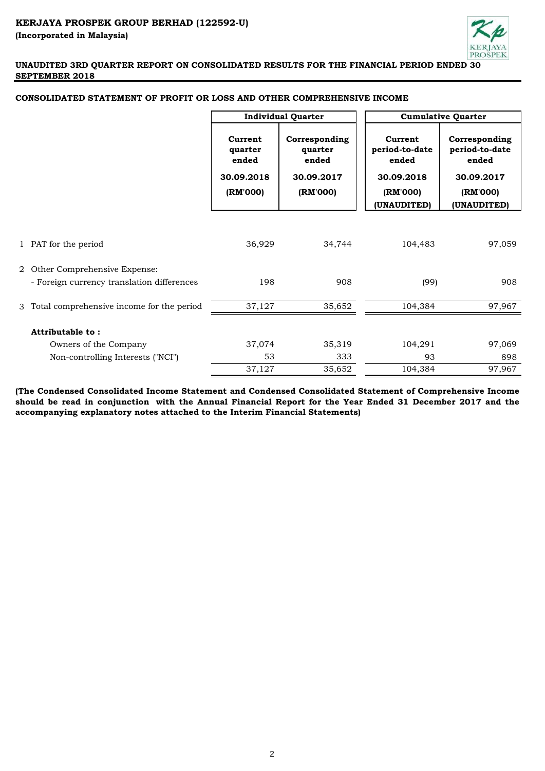**KERJAYA PROSPEK GROUP BERHAD (122592-U)**

**(Incorporated in Malaysia)**

**UNAUDITED 3RD QUARTER REPORT ON CONSOLIDATED RESULTS FOR THE FINANCIAL PERIOD ENDED 30 SEPTEMBER 2018**

**CONSOLIDATED STATEMENT OF PROFIT OR LOSS AND OTHER COMPREHENSIVE INCOME**

| | | Individual Quarter | | Cumulative Quarter | |
|---|---|---|---|---|---|
| | | **Current quarter ended** | **Corresponding quarter ended** | **Current period-to-date ended** | **Corresponding period-to-date ended** |
| | | **30.09.2018** | **30.09.2017** | **30.09.2018** | **30.09.2017** |
| | | **(RM'000)** | **(RM'000)** | **(RM'000) (UNAUDITED)** | **(RM'000) (UNAUDITED)** |
| 1 | PAT for the period | 36,929 | 34,744 | 104,483 | 97,059 |
| 2 | Other Comprehensive Expense: | | | | |
| | - Foreign currency translation differences | 198 | 908 | (99) | 908 |
| 3 | Total comprehensive income for the period | 37,127 | 35,652 | 104,384 | 97,967 |
| | **Attributable to :** | | | | |
| | Owners of the Company | 37,074 | 35,319 | 104,291 | 97,069 |
| | Non-controlling Interests ("NCI") | 53 | 333 | 93 | 898 |
| | | 37,127 | 35,652 | 104,384 | 97,967 |

**(The Condensed Consolidated Income Statement and Condensed Consolidated Statement of Comprehensive Income should be read in conjunction with the Annual Financial Report for the Year Ended 31 December 2017 and the accompanying explanatory notes attached to the Interim Financial Statements)**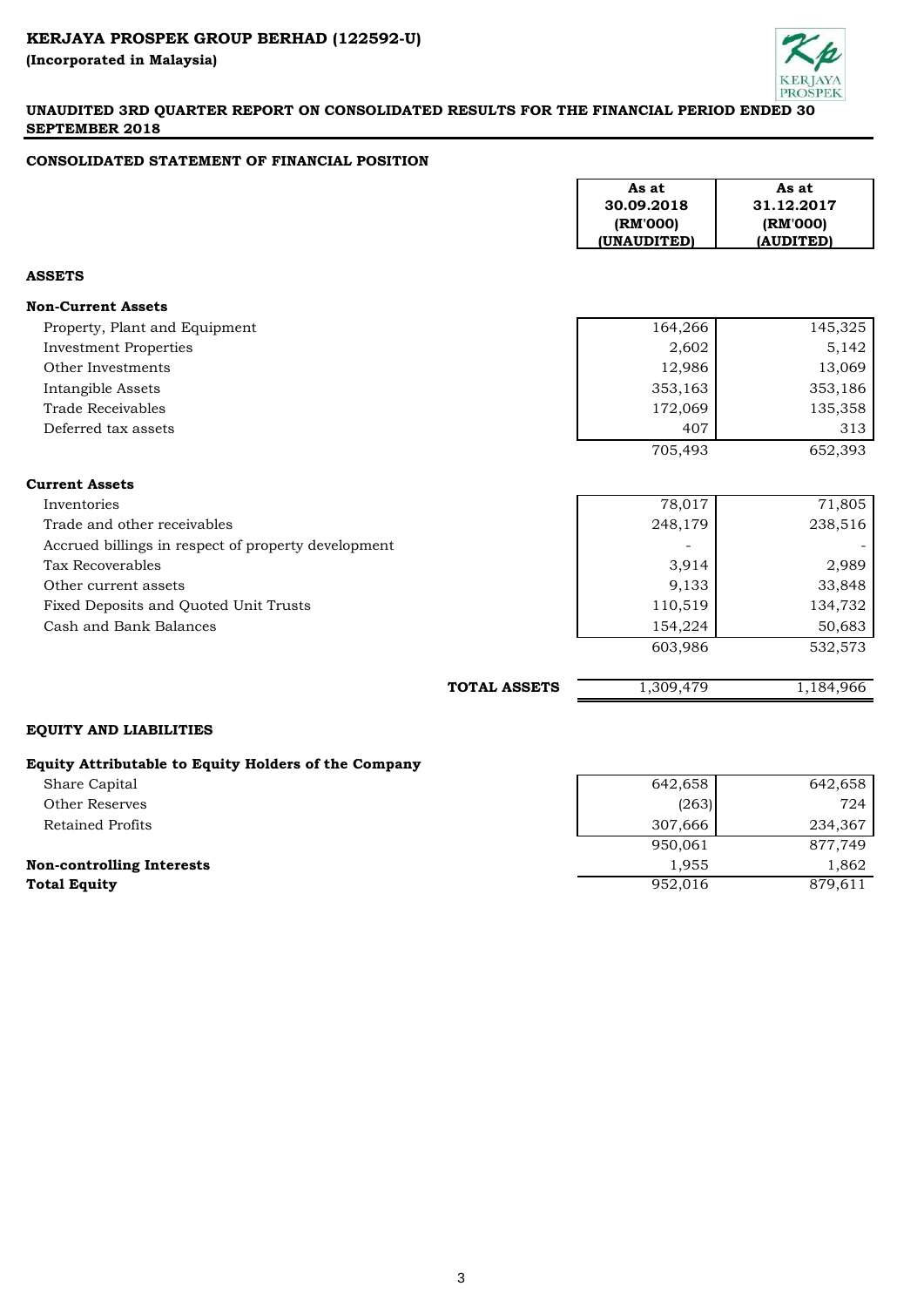**KERJAYA PROSPEK GROUP BERHAD (122592-U)**

**(Incorporated in Malaysia)**

**UNAUDITED 3RD QUARTER REPORT ON CONSOLIDATED RESULTS FOR THE FINANCIAL PERIOD ENDED 30 SEPTEMBER 2018**

## CONSOLIDATED STATEMENT OF FINANCIAL POSITION

| | As at 30.09.2018 (RM'000) (UNAUDITED) | As at 31.12.2017 (RM'000) (AUDITED) |
|---|---|---|
| **ASSETS** | | |
| **Non-Current Assets** | | |
| Property, Plant and Equipment | 164,266 | 145,325 |
| Investment Properties | 2,602 | 5,142 |
| Other Investments | 12,986 | 13,069 |
| Intangible Assets | 353,163 | 353,186 |
| Trade Receivables | 172,069 | 135,358 |
| Deferred tax assets | 407 | 313 |
| | 705,493 | 652,393 |
| **Current Assets** | | |
| Inventories | 78,017 | 71,805 |
| Trade and other receivables | 248,179 | 238,516 |
| Accrued billings in respect of property development | - | - |
| Tax Recoverables | 3,914 | 2,989 |
| Other current assets | 9,133 | 33,848 |
| Fixed Deposits and Quoted Unit Trusts | 110,519 | 134,732 |
| Cash and Bank Balances | 154,224 | 50,683 |
| | 603,986 | 532,573 |
| **TOTAL ASSETS** | 1,309,479 | 1,184,966 |
| **EQUITY AND LIABILITIES** | | |
| **Equity Attributable to Equity Holders of the Company** | | |
| Share Capital | 642,658 | 642,658 |
| Other Reserves | (263) | 724 |
| Retained Profits | 307,666 | 234,367 |
| | 950,061 | 877,749 |
| **Non-controlling Interests** | 1,955 | 1,862 |
| **Total Equity** | 952,016 | 879,611 |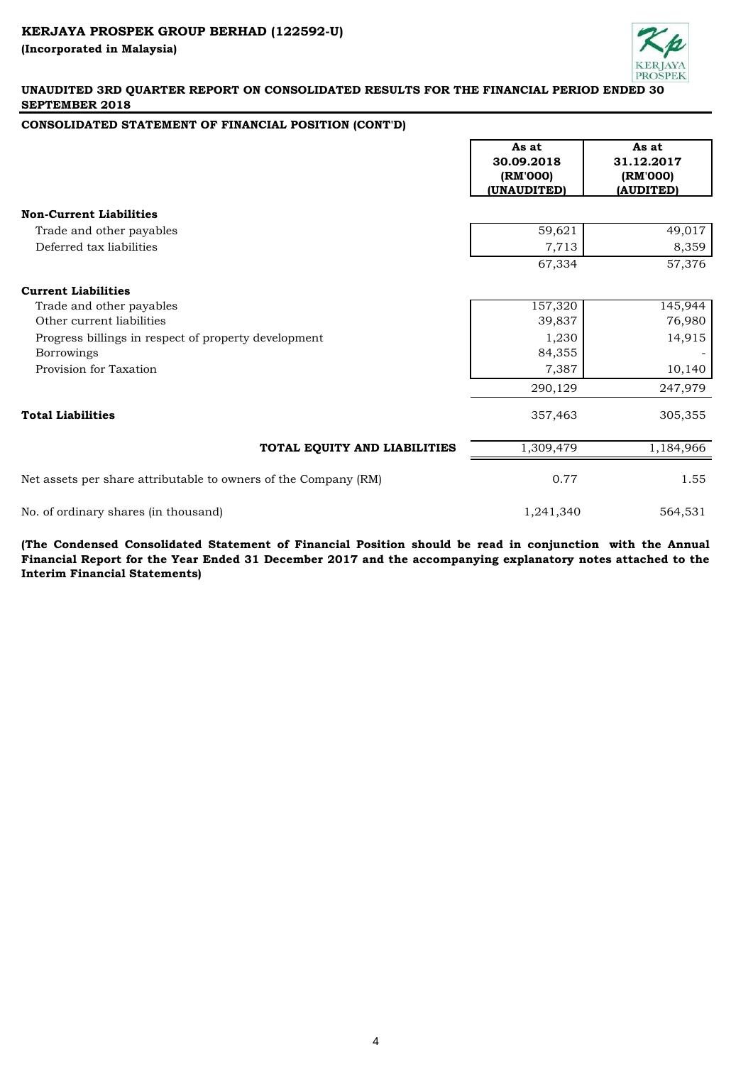**KERJAYA PROSPEK GROUP BERHAD (122592-U)**

**(Incorporated in Malaysia)**

**UNAUDITED 3RD QUARTER REPORT ON CONSOLIDATED RESULTS FOR THE FINANCIAL PERIOD ENDED 30 SEPTEMBER 2018**

**CONSOLIDATED STATEMENT OF FINANCIAL POSITION (CONT'D)**

| | As at 30.09.2018 (RM'000) (UNAUDITED) | As at 31.12.2017 (RM'000) (AUDITED) |
|---|---|---|
| **Non-Current Liabilities** | | |
| Trade and other payables | 59,621 | 49,017 |
| Deferred tax liabilities | 7,713 | 8,359 |
| | 67,334 | 57,376 |
| **Current Liabilities** | | |
| Trade and other payables | 157,320 | 145,944 |
| Other current liabilities | 39,837 | 76,980 |
| Progress billings in respect of property development | 1,230 | 14,915 |
| Borrowings | 84,355 | - |
| Provision for Taxation | 7,387 | 10,140 |
| | 290,129 | 247,979 |
| **Total Liabilities** | 357,463 | 305,355 |
| **TOTAL EQUITY AND LIABILITIES** | 1,309,479 | 1,184,966 |
| Net assets per share attributable to owners of the Company (RM) | 0.77 | 1.55 |
| No. of ordinary shares (in thousand) | 1,241,340 | 564,531 |

**(The Condensed Consolidated Statement of Financial Position should be read in conjunction with the Annual Financial Report for the Year Ended 31 December 2017 and the accompanying explanatory notes attached to the Interim Financial Statements)**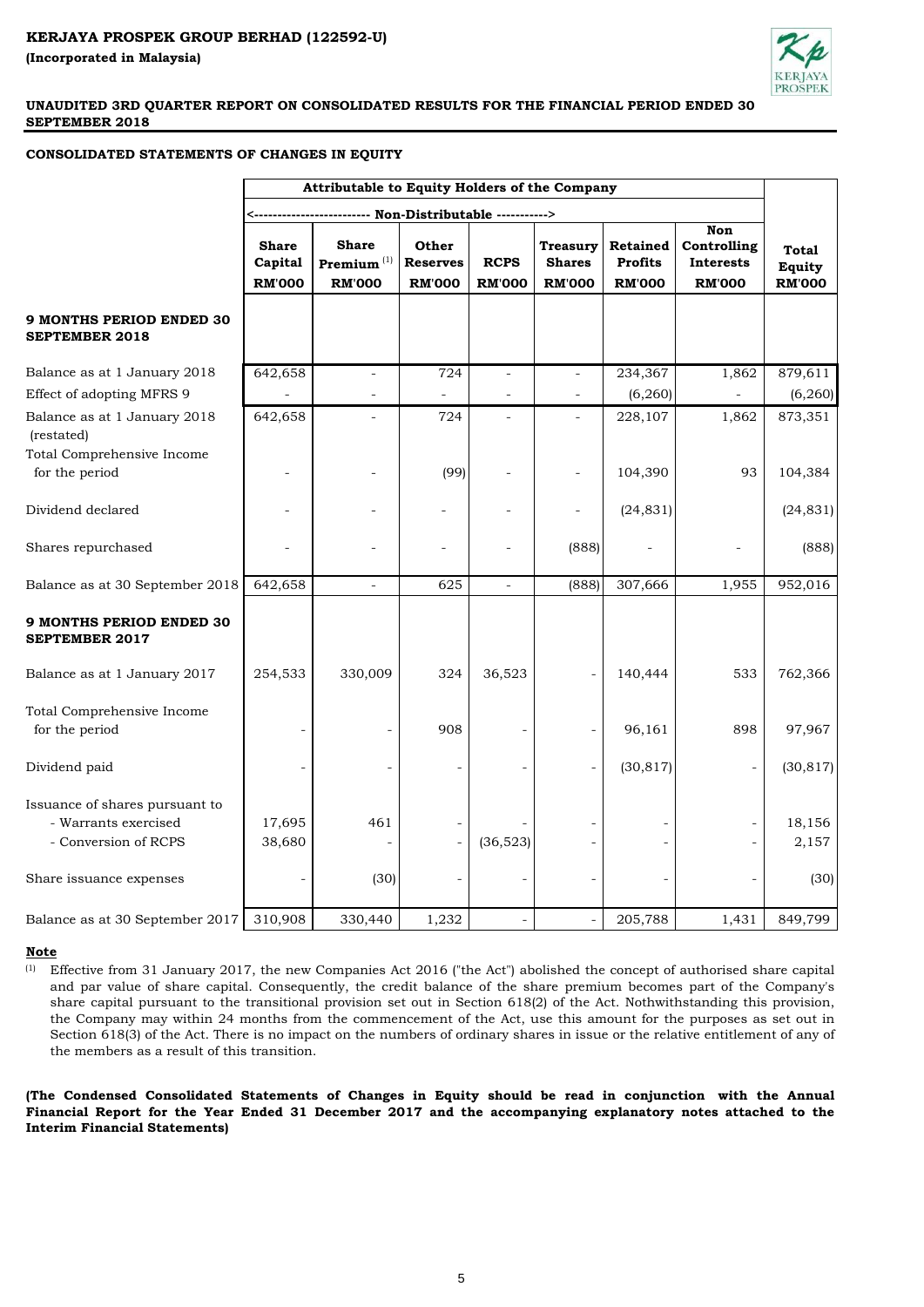**KERJAYA PROSPEK GROUP BERHAD (122592-U)**

**(Incorporated in Malaysia)**

**UNAUDITED 3RD QUARTER REPORT ON CONSOLIDATED RESULTS FOR THE FINANCIAL PERIOD ENDED 30 SEPTEMBER 2018**

**CONSOLIDATED STATEMENTS OF CHANGES IN EQUITY**

| | Attributable to Equity Holders of the Company | | | | | | | |
|---|---|---|---|---|---|---|---|---|
| | <------------------------- Non-Distributable -----------> | | | | | | | |
| | **Share Capital** | **Share Premium** [1] | **Other Reserves** | **RCPS** | **Treasury Shares** | **Retained Profits** | **Non Controlling Interests** | **Total Equity** |
| | **RM'000** | **RM'000** | **RM'000** | **RM'000** | **RM'000** | **RM'000** | **RM'000** | **RM'000** |
| **9 MONTHS PERIOD ENDED 30 SEPTEMBER 2018** | | | | | | | | |
| Balance as at 1 January 2018 | 642,658 | - | 724 | - | - | 234,367 | 1,862 | 879,611 |
| Effect of adopting MFRS 9 | - | - | - | - | - | (6,260) | - | (6,260) |
| Balance as at 1 January 2018 (restated) | 642,658 | - | 724 | - | - | 228,107 | 1,862 | 873,351 |
| Total Comprehensive Income for the period | - | - | (99) | - | - | 104,390 | 93 | 104,384 |
| Dividend declared | - | - | - | - | - | (24,831) | | (24,831) |
| Shares repurchased | - | - | - | - | (888) | - | - | (888) |
| Balance as at 30 September 2018 | 642,658 | - | 625 | - | (888) | 307,666 | 1,955 | 952,016 |
| **9 MONTHS PERIOD ENDED 30 SEPTEMBER 2017** | | | | | | | | |
| Balance as at 1 January 2017 | 254,533 | 330,009 | 324 | 36,523 | - | 140,444 | 533 | 762,366 |
| Total Comprehensive Income for the period | - | - | 908 | - | - | 96,161 | 898 | 97,967 |
| Dividend paid | - | - | - | - | - | (30,817) | - | (30,817) |
| Issuance of shares pursuant to | | | | | | | | |
| - Warrants exercised | 17,695 | 461 | - | - | - | - | - | 18,156 |
| - Conversion of RCPS | 38,680 | - | - | (36,523) | - | - | - | 2,157 |
| Share issuance expenses | - | (30) | - | - | - | - | - | (30) |
| Balance as at 30 September 2017 | 310,908 | 330,440 | 1,232 | - | - | 205,788 | 1,431 | 849,799 |

**Note**

[1] Effective from 31 January 2017, the new Companies Act 2016 ("the Act") abolished the concept of authorised share capital and par value of share capital. Consequently, the credit balance of the share premium becomes part of the Company's share capital pursuant to the transitional provision set out in Section 618(2) of the Act. Nothwithstanding this provision, the Company may within 24 months from the commencement of the Act, use this amount for the purposes as set out in Section 618(3) of the Act. There is no impact on the numbers of ordinary shares in issue or the relative entitlement of any of the members as a result of this transition.

**(The Condensed Consolidated Statements of Changes in Equity should be read in conjunction with the Annual Financial Report for the Year Ended 31 December 2017 and the accompanying explanatory notes attached to the Interim Financial Statements)**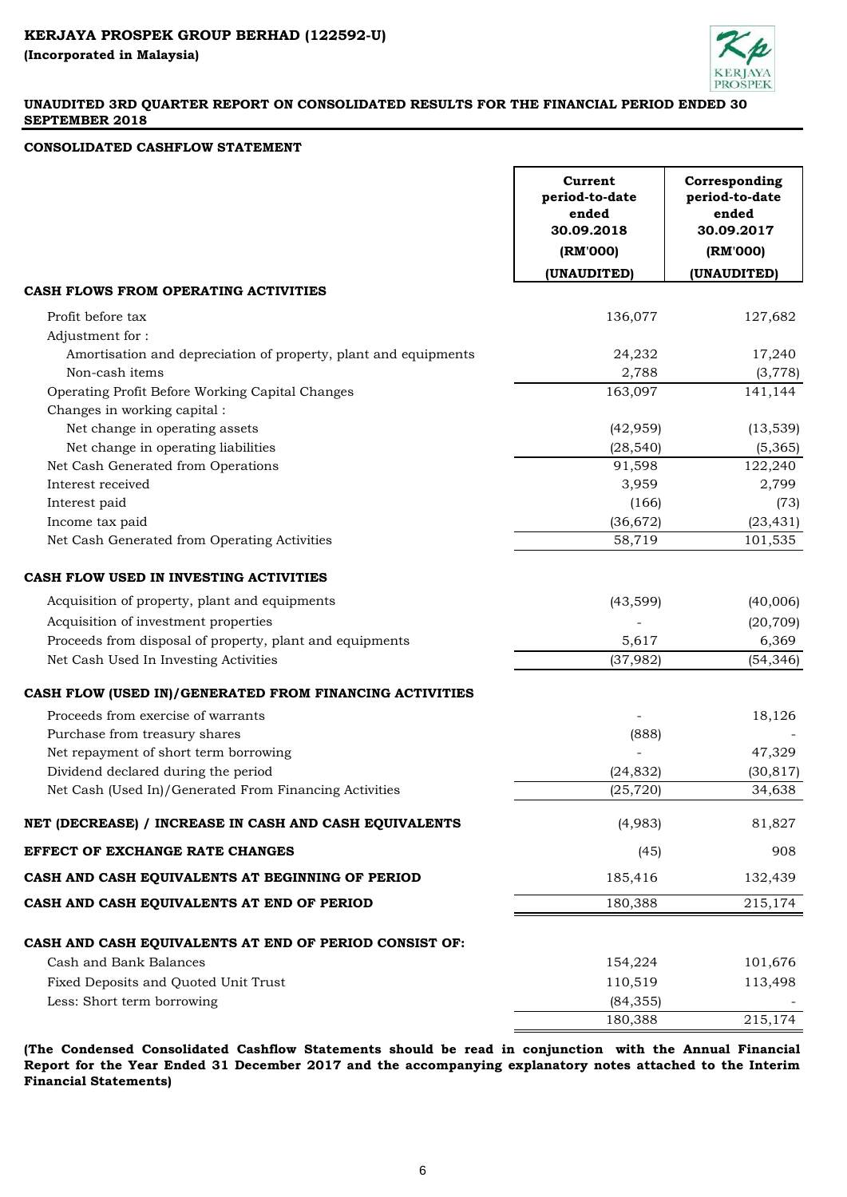**KERJAYA PROSPEK GROUP BERHAD (122592-U)**
**(Incorporated in Malaysia)**

**UNAUDITED 3RD QUARTER REPORT ON CONSOLIDATED RESULTS FOR THE FINANCIAL PERIOD ENDED 30 SEPTEMBER 2018**

**CONSOLIDATED CASHFLOW STATEMENT**

| | Current period-to-date ended 30.09.2018 (RM'000) (UNAUDITED) | Corresponding period-to-date ended 30.09.2017 (RM'000) (UNAUDITED) |
|---|---|---|
| **CASH FLOWS FROM OPERATING ACTIVITIES** | | |
| Profit before tax | 136,077 | 127,682 |
| Adjustment for : | | |
| Amortisation and depreciation of property, plant and equipments | 24,232 | 17,240 |
| Non-cash items | 2,788 | (3,778) |
| Operating Profit Before Working Capital Changes | 163,097 | 141,144 |
| Changes in working capital : | | |
| Net change in operating assets | (42,959) | (13,539) |
| Net change in operating liabilities | (28,540) | (5,365) |
| Net Cash Generated from Operations | 91,598 | 122,240 |
| Interest received | 3,959 | 2,799 |
| Interest paid | (166) | (73) |
| Income tax paid | (36,672) | (23,431) |
| Net Cash Generated from Operating Activities | 58,719 | 101,535 |
| **CASH FLOW USED IN INVESTING ACTIVITIES** | | |
| Acquisition of property, plant and equipments | (43,599) | (40,006) |
| Acquisition of investment properties | - | (20,709) |
| Proceeds from disposal of property, plant and equipments | 5,617 | 6,369 |
| Net Cash Used In Investing Activities | (37,982) | (54,346) |
| **CASH FLOW (USED IN)/GENERATED FROM FINANCING ACTIVITIES** | | |
| Proceeds from exercise of warrants | - | 18,126 |
| Purchase from treasury shares | (888) | - |
| Net repayment of short term borrowing | - | 47,329 |
| Dividend declared during the period | (24,832) | (30,817) |
| Net Cash (Used In)/Generated From Financing Activities | (25,720) | 34,638 |
| **NET (DECREASE) / INCREASE IN CASH AND CASH EQUIVALENTS** | (4,983) | 81,827 |
| **EFFECT OF EXCHANGE RATE CHANGES** | (45) | 908 |
| **CASH AND CASH EQUIVALENTS AT BEGINNING OF PERIOD** | 185,416 | 132,439 |
| **CASH AND CASH EQUIVALENTS AT END OF PERIOD** | 180,388 | 215,174 |
| **CASH AND CASH EQUIVALENTS AT END OF PERIOD CONSIST OF:** | | |
| Cash and Bank Balances | 154,224 | 101,676 |
| Fixed Deposits and Quoted Unit Trust | 110,519 | 113,498 |
| Less: Short term borrowing | (84,355) | - |
| | 180,388 | 215,174 |

**(The Condensed Consolidated Cashflow Statements should be read in conjunction with the Annual Financial Report for the Year Ended 31 December 2017 and the accompanying explanatory notes attached to the Interim Financial Statements)**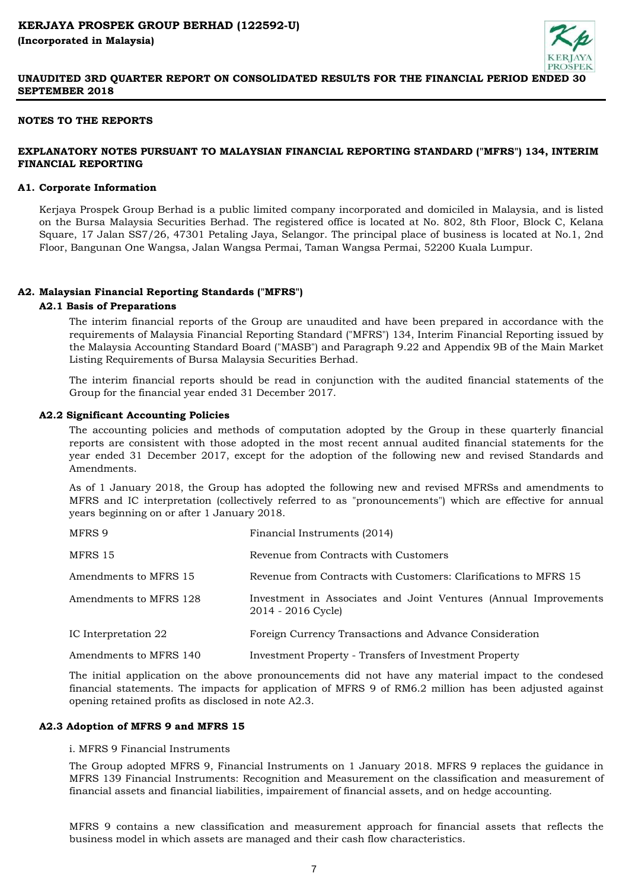# NOTES TO THE REPORTS

## EXPLANATORY NOTES PURSUANT TO MALAYSIAN FINANCIAL REPORTING STANDARD ("MFRS") 134, INTERIM FINANCIAL REPORTING

### A1. Corporate Information

Kerjaya Prospek Group Berhad is a public limited company incorporated and domiciled in Malaysia, and is listed on the Bursa Malaysia Securities Berhad. The registered office is located at No. 802, 8th Floor, Block C, Kelana Square, 17 Jalan SS7/26, 47301 Petaling Jaya, Selangor. The principal place of business is located at No.1, 2nd Floor, Bangunan One Wangsa, Jalan Wangsa Permai, Taman Wangsa Permai, 52200 Kuala Lumpur.

### A2. Malaysian Financial Reporting Standards ("MFRS")

#### A2.1 Basis of Preparations

The interim financial reports of the Group are unaudited and have been prepared in accordance with the requirements of Malaysia Financial Reporting Standard ("MFRS") 134, Interim Financial Reporting issued by the Malaysia Accounting Standard Board ("MASB") and Paragraph 9.22 and Appendix 9B of the Main Market Listing Requirements of Bursa Malaysia Securities Berhad.

The interim financial reports should be read in conjunction with the audited financial statements of the Group for the financial year ended 31 December 2017.

#### A2.2 Significant Accounting Policies

The accounting policies and methods of computation adopted by the Group in these quarterly financial reports are consistent with those adopted in the most recent annual audited financial statements for the year ended 31 December 2017, except for the adoption of the following new and revised Standards and Amendments.

As of 1 January 2018, the Group has adopted the following new and revised MFRSs and amendments to MFRS and IC interpretation (collectively referred to as "pronouncements") which are effective for annual years beginning on or after 1 January 2018.

| | |
|---|---|
| MFRS 9 | Financial Instruments (2014) |
| MFRS 15 | Revenue from Contracts with Customers |
| Amendments to MFRS 15 | Revenue from Contracts with Customers: Clarifications to MFRS 15 |
| Amendments to MFRS 128 | Investment in Associates and Joint Ventures (Annual Improvements 2014 - 2016 Cycle) |
| IC Interpretation 22 | Foreign Currency Transactions and Advance Consideration |
| Amendments to MFRS 140 | Investment Property - Transfers of Investment Property |

The initial application on the above pronouncements did not have any material impact to the condesed financial statements. The impacts for application of MFRS 9 of RM6.2 million has been adjusted against opening retained profits as disclosed in note A2.3.

#### A2.3 Adoption of MFRS 9 and MFRS 15

i. MFRS 9 Financial Instruments

The Group adopted MFRS 9, Financial Instruments on 1 January 2018. MFRS 9 replaces the guidance in MFRS 139 Financial Instruments: Recognition and Measurement on the classification and measurement of financial assets and financial liabilities, impairement of financial assets, and on hedge accounting.

MFRS 9 contains a new classification and measurement approach for financial assets that reflects the business model in which assets are managed and their cash flow characteristics.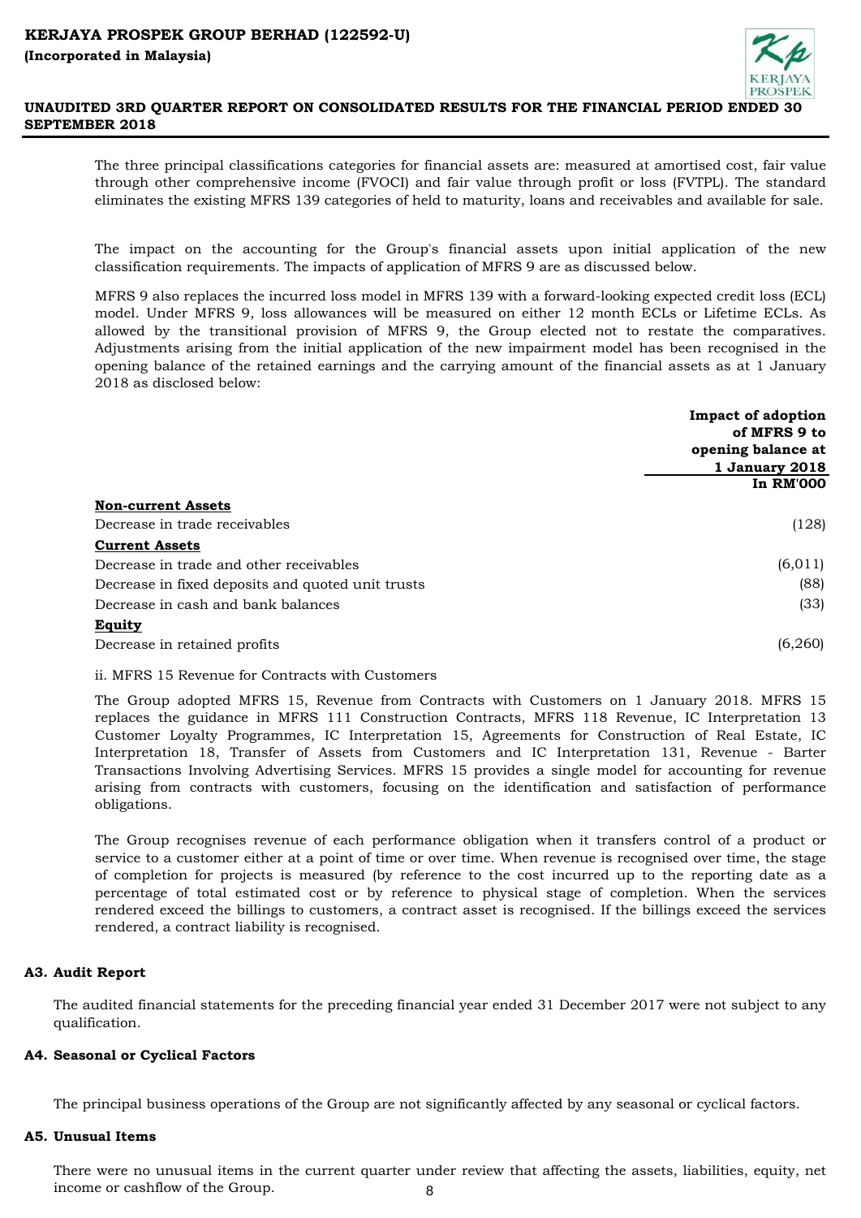The three principal classifications categories for financial assets are: measured at amortised cost, fair value through other comprehensive income (FVOCI) and fair value through profit or loss (FVTPL). The standard eliminates the existing MFRS 139 categories of held to maturity, loans and receivables and available for sale.

The impact on the accounting for the Group's financial assets upon initial application of the new classification requirements. The impacts of application of MFRS 9 are as discussed below.

MFRS 9 also replaces the incurred loss model in MFRS 139 with a forward-looking expected credit loss (ECL) model. Under MFRS 9, loss allowances will be measured on either 12 month ECLs or Lifetime ECLs. As allowed by the transitional provision of MFRS 9, the Group elected not to restate the comparatives. Adjustments arising from the initial application of the new impairment model has been recognised in the opening balance of the retained earnings and the carrying amount of the financial assets as at 1 January 2018 as disclosed below:

| | Impact of adoption of MFRS 9 to opening balance at 1 January 2018 |
|---|---|
| | In RM'000 |
| **Non-current Assets** | |
| Decrease in trade receivables | (128) |
| **Current Assets** | |
| Decrease in trade and other receivables | (6,011) |
| Decrease in fixed deposits and quoted unit trusts | (88) |
| Decrease in cash and bank balances | (33) |
| **Equity** | |
| Decrease in retained profits | (6,260) |

ii. MFRS 15 Revenue for Contracts with Customers

The Group adopted MFRS 15, Revenue from Contracts with Customers on 1 January 2018. MFRS 15 replaces the guidance in MFRS 111 Construction Contracts, MFRS 118 Revenue, IC Interpretation 13 Customer Loyalty Programmes, IC Interpretation 15, Agreements for Construction of Real Estate, IC Interpretation 18, Transfer of Assets from Customers and IC Interpretation 131, Revenue - Barter Transactions Involving Advertising Services. MFRS 15 provides a single model for accounting for revenue arising from contracts with customers, focusing on the identification and satisfaction of performance obligations.

The Group recognises revenue of each performance obligation when it transfers control of a product or service to a customer either at a point of time or over time. When revenue is recognised over time, the stage of completion for projects is measured (by reference to the cost incurred up to the reporting date as a percentage of total estimated cost or by reference to physical stage of completion. When the services rendered exceed the billings to customers, a contract asset is recognised. If the billings exceed the services rendered, a contract liability is recognised.

## A3. Audit Report

The audited financial statements for the preceding financial year ended 31 December 2017 were not subject to any qualification.

## A4. Seasonal or Cyclical Factors

The principal business operations of the Group are not significantly affected by any seasonal or cyclical factors.

## A5. Unusual Items

There were no unusual items in the current quarter under review that affecting the assets, liabilities, equity, net income or cashflow of the Group.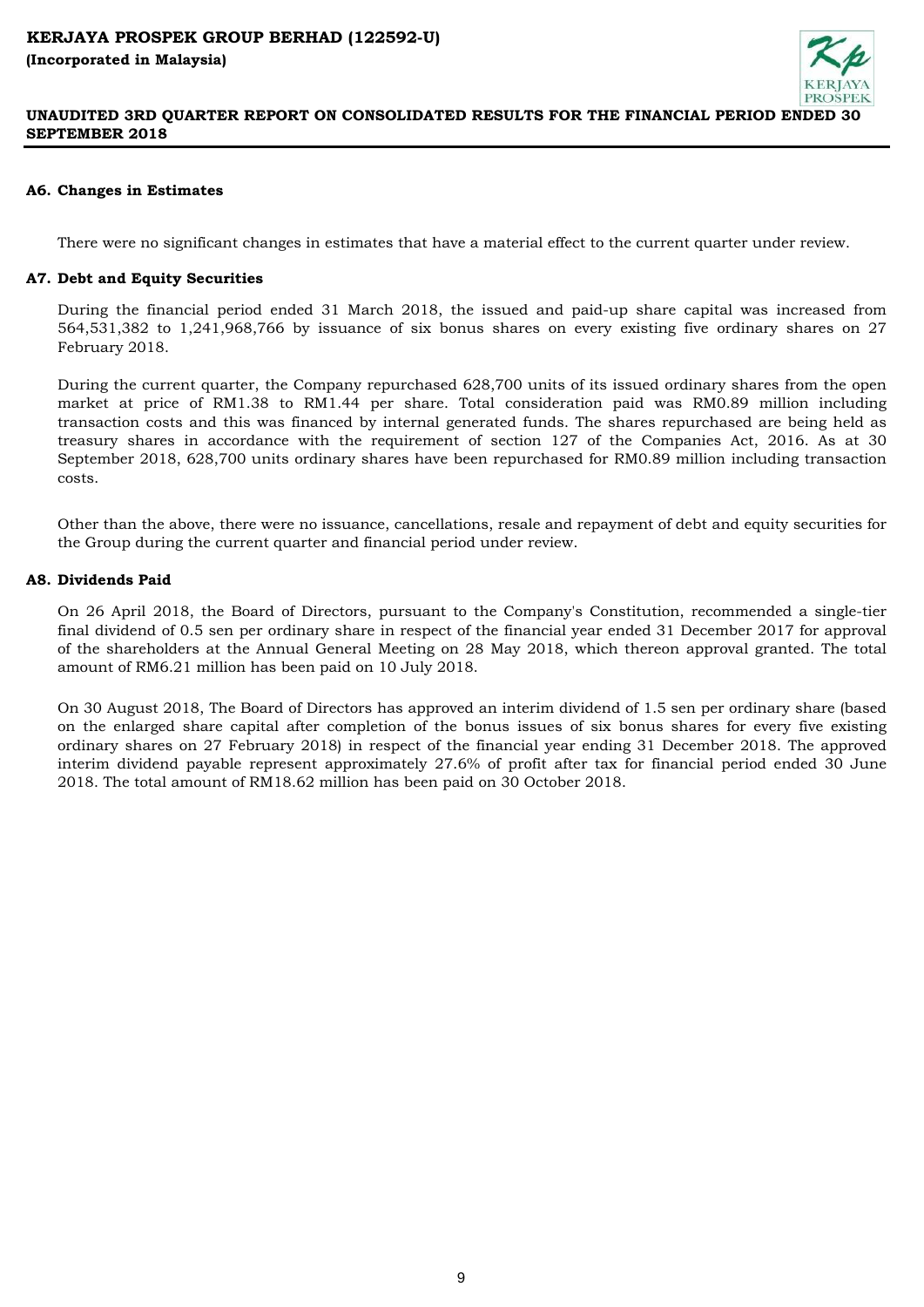## A6. Changes in Estimates

There were no significant changes in estimates that have a material effect to the current quarter under review.

## A7. Debt and Equity Securities

During the financial period ended 31 March 2018, the issued and paid-up share capital was increased from 564,531,382 to 1,241,968,766 by issuance of six bonus shares on every existing five ordinary shares on 27 February 2018.

During the current quarter, the Company repurchased 628,700 units of its issued ordinary shares from the open market at price of RM1.38 to RM1.44 per share. Total consideration paid was RM0.89 million including transaction costs and this was financed by internal generated funds. The shares repurchased are being held as treasury shares in accordance with the requirement of section 127 of the Companies Act, 2016. As at 30 September 2018, 628,700 units ordinary shares have been repurchased for RM0.89 million including transaction costs.

Other than the above, there were no issuance, cancellations, resale and repayment of debt and equity securities for the Group during the current quarter and financial period under review.

## A8. Dividends Paid

On 26 April 2018, the Board of Directors, pursuant to the Company's Constitution, recommended a single-tier final dividend of 0.5 sen per ordinary share in respect of the financial year ended 31 December 2017 for approval of the shareholders at the Annual General Meeting on 28 May 2018, which thereon approval granted. The total amount of RM6.21 million has been paid on 10 July 2018.

On 30 August 2018, The Board of Directors has approved an interim dividend of 1.5 sen per ordinary share (based on the enlarged share capital after completion of the bonus issues of six bonus shares for every five existing ordinary shares on 27 February 2018) in respect of the financial year ending 31 December 2018. The approved interim dividend payable represent approximately 27.6% of profit after tax for financial period ended 30 June 2018. The total amount of RM18.62 million has been paid on 30 October 2018.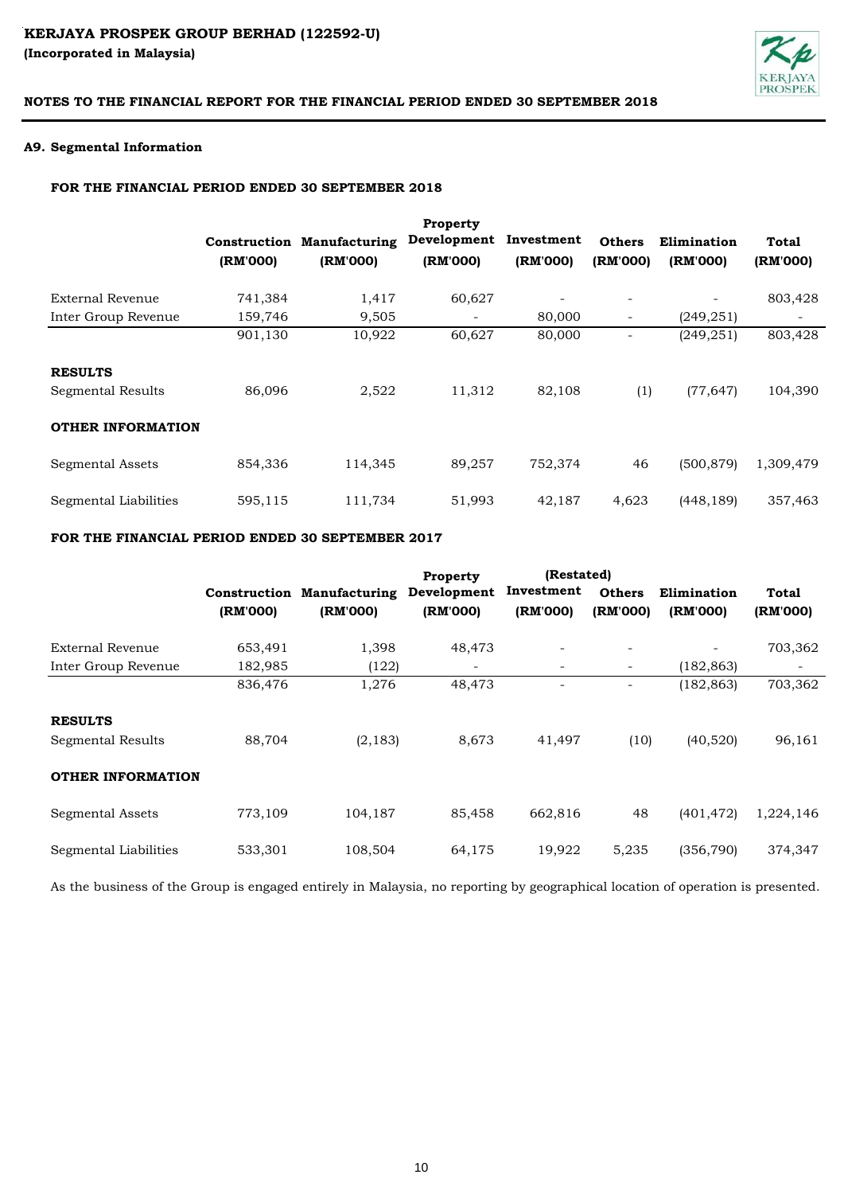KERJAYA PROSPEK GROUP BERHAD (122592-U)
(Incorporated in Malaysia)

NOTES TO THE FINANCIAL REPORT FOR THE FINANCIAL PERIOD ENDED 30 SEPTEMBER 2018

### A9. Segmental Information

#### FOR THE FINANCIAL PERIOD ENDED 30 SEPTEMBER 2018

| | Construction (RM'000) | Manufacturing (RM'000) | Property Development (RM'000) | Investment (RM'000) | Others (RM'000) | Elimination (RM'000) | Total (RM'000) |
|---|---|---|---|---|---|---|---|
| External Revenue | 741,384 | 1,417 | 60,627 | - | - | - | 803,428 |
| Inter Group Revenue | 159,746 | 9,505 | - | 80,000 | - | (249,251) | - |
| | 901,130 | 10,922 | 60,627 | 80,000 | - | (249,251) | 803,428 |
| **RESULTS** | | | | | | | |
| Segmental Results | 86,096 | 2,522 | 11,312 | 82,108 | (1) | (77,647) | 104,390 |
| **OTHER INFORMATION** | | | | | | | |
| Segmental Assets | 854,336 | 114,345 | 89,257 | 752,374 | 46 | (500,879) | 1,309,479 |
| Segmental Liabilities | 595,115 | 111,734 | 51,993 | 42,187 | 4,623 | (448,189) | 357,463 |

#### FOR THE FINANCIAL PERIOD ENDED 30 SEPTEMBER 2017

| | | | | (Restated) | | | |
|---|---|---|---|---|---|---|---|
| | Construction (RM'000) | Manufacturing (RM'000) | Property Development (RM'000) | Investment (RM'000) | Others (RM'000) | Elimination (RM'000) | Total (RM'000) |
| External Revenue | 653,491 | 1,398 | 48,473 | - | - | - | 703,362 |
| Inter Group Revenue | 182,985 | (122) | - | - | - | (182,863) | - |
| | 836,476 | 1,276 | 48,473 | - | - | (182,863) | 703,362 |
| **RESULTS** | | | | | | | |
| Segmental Results | 88,704 | (2,183) | 8,673 | 41,497 | (10) | (40,520) | 96,161 |
| **OTHER INFORMATION** | | | | | | | |
| Segmental Assets | 773,109 | 104,187 | 85,458 | 662,816 | 48 | (401,472) | 1,224,146 |
| Segmental Liabilities | 533,301 | 108,504 | 64,175 | 19,922 | 5,235 | (356,790) | 374,347 |

As the business of the Group is engaged entirely in Malaysia, no reporting by geographical location of operation is presented.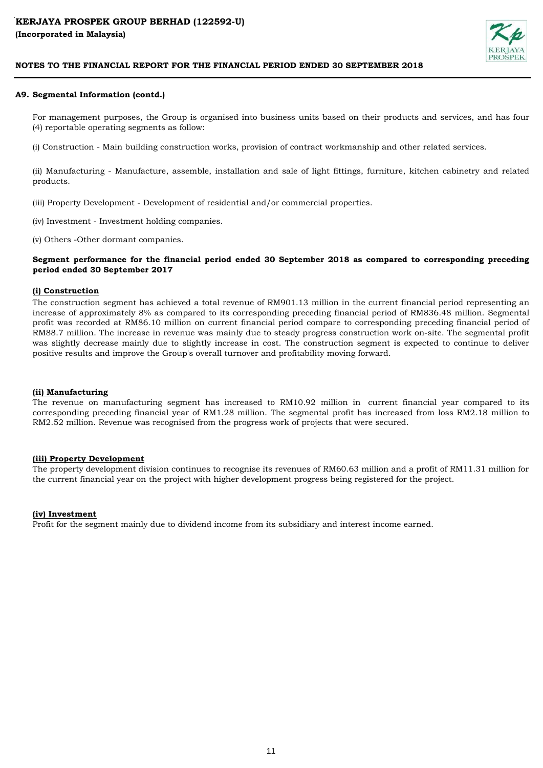### A9. Segmental Information (contd.)

For management purposes, the Group is organised into business units based on their products and services, and has four (4) reportable operating segments as follow:

(i) Construction - Main building construction works, provision of contract workmanship and other related services.

(ii) Manufacturing - Manufacture, assemble, installation and sale of light fittings, furniture, kitchen cabinetry and related products.

(iii) Property Development - Development of residential and/or commercial properties.

(iv) Investment - Investment holding companies.

(v) Others -Other dormant companies.

**Segment performance for the financial period ended 30 September 2018 as compared to corresponding preceding period ended 30 September 2017**

**(i) Construction**

The construction segment has achieved a total revenue of RM901.13 million in the current financial period representing an increase of approximately 8% as compared to its corresponding preceding financial period of RM836.48 million. Segmental profit was recorded at RM86.10 million on current financial period compare to corresponding preceding financial period of RM88.7 million. The increase in revenue was mainly due to steady progress construction work on-site. The segmental profit was slightly decrease mainly due to slightly increase in cost. The construction segment is expected to continue to deliver positive results and improve the Group's overall turnover and profitability moving forward.

**(ii) Manufacturing**

The revenue on manufacturing segment has increased to RM10.92 million in current financial year compared to its corresponding preceding financial year of RM1.28 million. The segmental profit has increased from loss RM2.18 million to RM2.52 million. Revenue was recognised from the progress work of projects that were secured.

**(iii) Property Development**

The property development division continues to recognise its revenues of RM60.63 million and a profit of RM11.31 million for the current financial year on the project with higher development progress being registered for the project.

**(iv) Investment**

Profit for the segment mainly due to dividend income from its subsidiary and interest income earned.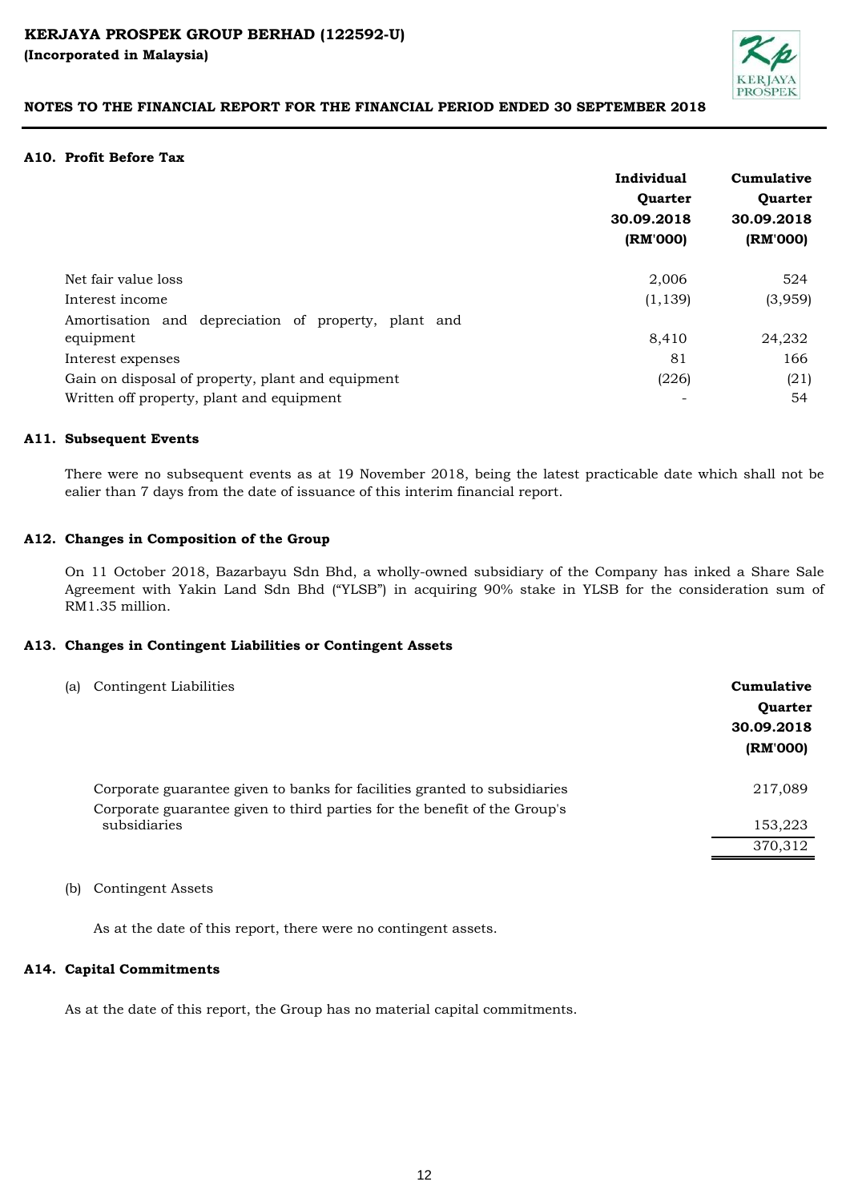KERJAYA PROSPEK GROUP BERHAD (122592-U)
**(Incorporated in Malaysia)**

**NOTES TO THE FINANCIAL REPORT FOR THE FINANCIAL PERIOD ENDED 30 SEPTEMBER 2018**

### A10. Profit Before Tax

| | Individual Quarter 30.09.2018 (RM'000) | Cumulative Quarter 30.09.2018 (RM'000) |
|---|---|---|
| Net fair value loss | 2,006 | 524 |
| Interest income | (1,139) | (3,959) |
| Amortisation and depreciation of property, plant and equipment | 8,410 | 24,232 |
| Interest expenses | 81 | 166 |
| Gain on disposal of property, plant and equipment | (226) | (21) |
| Written off property, plant and equipment | - | 54 |

### A11. Subsequent Events

There were no subsequent events as at 19 November 2018, being the latest practicable date which shall not be ealier than 7 days from the date of issuance of this interim financial report.

### A12. Changes in Composition of the Group

On 11 October 2018, Bazarbayu Sdn Bhd, a wholly-owned subsidiary of the Company has inked a Share Sale Agreement with Yakin Land Sdn Bhd ("YLSB") in acquiring 90% stake in YLSB for the consideration sum of RM1.35 million.

### A13. Changes in Contingent Liabilities or Contingent Assets

(a) Contingent Liabilities

| | Cumulative Quarter 30.09.2018 (RM'000) |
|---|---|
| Corporate guarantee given to banks for facilities granted to subsidiaries | 217,089 |
| Corporate guarantee given to third parties for the benefit of the Group's subsidiaries | 153,223 |
| | 370,312 |

(b) Contingent Assets

As at the date of this report, there were no contingent assets.

### A14. Capital Commitments

As at the date of this report, the Group has no material capital commitments.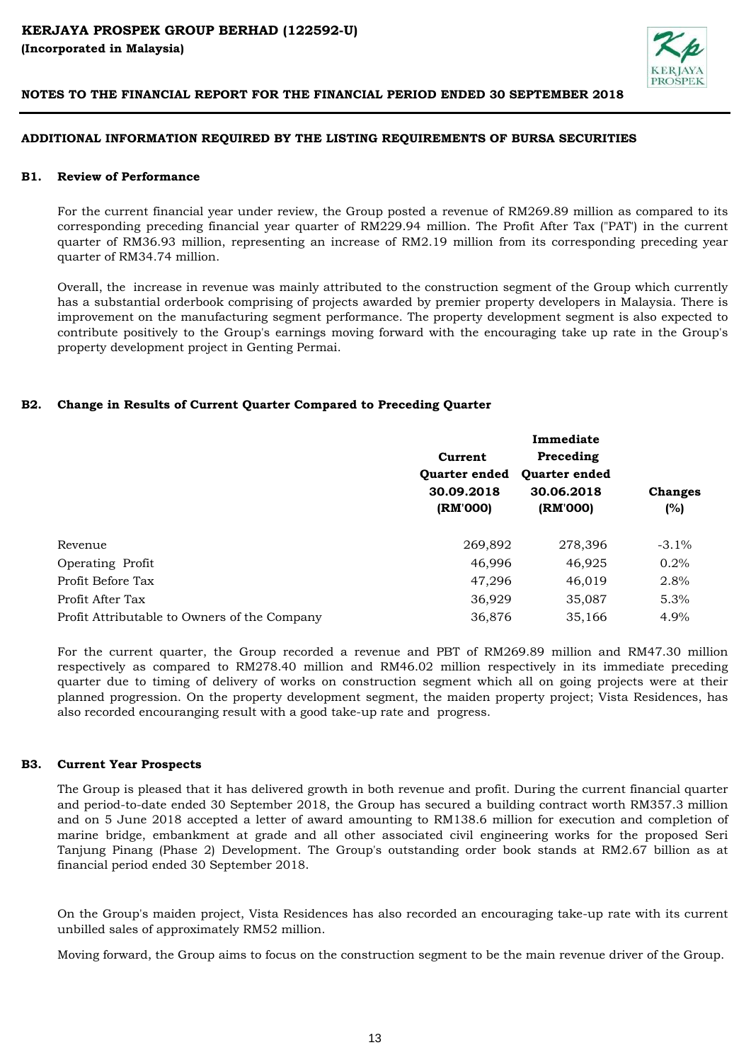**KERJAYA PROSPEK GROUP BERHAD (122592-U)**
**(Incorporated in Malaysia)**

**NOTES TO THE FINANCIAL REPORT FOR THE FINANCIAL PERIOD ENDED 30 SEPTEMBER 2018**

## ADDITIONAL INFORMATION REQUIRED BY THE LISTING REQUIREMENTS OF BURSA SECURITIES

### B1. Review of Performance

For the current financial year under review, the Group posted a revenue of RM269.89 million as compared to its corresponding preceding financial year quarter of RM229.94 million. The Profit After Tax ("PAT') in the current quarter of RM36.93 million, representing an increase of RM2.19 million from its corresponding preceding year quarter of RM34.74 million.

Overall, the increase in revenue was mainly attributed to the construction segment of the Group which currently has a substantial orderbook comprising of projects awarded by premier property developers in Malaysia. There is improvement on the manufacturing segment performance. The property development segment is also expected to contribute positively to the Group's earnings moving forward with the encouraging take up rate in the Group's property development project in Genting Permai.

### B2. Change in Results of Current Quarter Compared to Preceding Quarter

| | Current Quarter ended 30.09.2018 (RM'000) | Immediate Preceding Quarter ended 30.06.2018 (RM'000) | Changes (%) |
|---|---|---|---|
| Revenue | 269,892 | 278,396 | -3.1% |
| Operating Profit | 46,996 | 46,925 | 0.2% |
| Profit Before Tax | 47,296 | 46,019 | 2.8% |
| Profit After Tax | 36,929 | 35,087 | 5.3% |
| Profit Attributable to Owners of the Company | 36,876 | 35,166 | 4.9% |

For the current quarter, the Group recorded a revenue and PBT of RM269.89 million and RM47.30 million respectively as compared to RM278.40 million and RM46.02 million respectively in its immediate preceding quarter due to timing of delivery of works on construction segment which all on going projects were at their planned progression. On the property development segment, the maiden property project; Vista Residences, has also recorded encouranging result with a good take-up rate and progress.

### B3. Current Year Prospects

The Group is pleased that it has delivered growth in both revenue and profit. During the current financial quarter and period-to-date ended 30 September 2018, the Group has secured a building contract worth RM357.3 million and on 5 June 2018 accepted a letter of award amounting to RM138.6 million for execution and completion of marine bridge, embankment at grade and all other associated civil engineering works for the proposed Seri Tanjung Pinang (Phase 2) Development. The Group's outstanding order book stands at RM2.67 billion as at financial period ended 30 September 2018.

On the Group's maiden project, Vista Residences has also recorded an encouraging take-up rate with its current unbilled sales of approximately RM52 million.

Moving forward, the Group aims to focus on the construction segment to be the main revenue driver of the Group.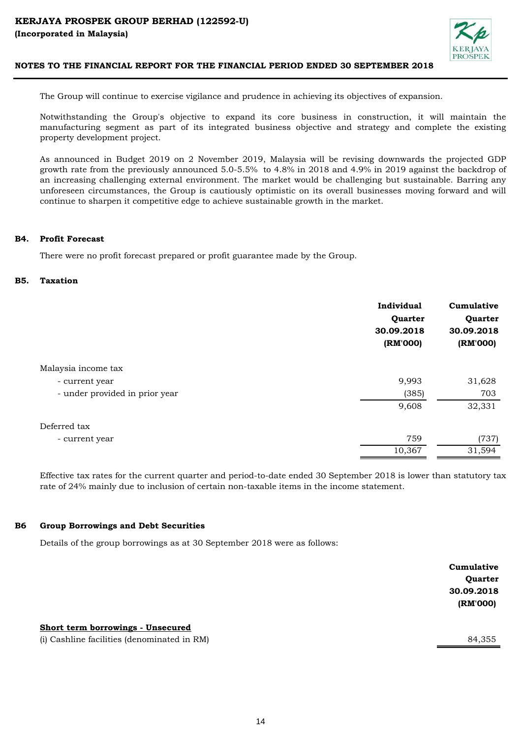The Group will continue to exercise vigilance and prudence in achieving its objectives of expansion.

Notwithstanding the Group's objective to expand its core business in construction, it will maintain the manufacturing segment as part of its integrated business objective and strategy and complete the existing property development project.

As announced in Budget 2019 on 2 November 2019, Malaysia will be revising downwards the projected GDP growth rate from the previously announced 5.0-5.5% to 4.8% in 2018 and 4.9% in 2019 against the backdrop of an increasing challenging external environment. The market would be challenging but sustainable. Barring any unforeseen circumstances, the Group is cautiously optimistic on its overall businesses moving forward and will continue to sharpen it competitive edge to achieve sustainable growth in the market.

**B4. Profit Forecast**

There were no profit forecast prepared or profit guarantee made by the Group.

**B5. Taxation**

| | Individual Quarter 30.09.2018 (RM'000) | Cumulative Quarter 30.09.2018 (RM'000) |
|---|---|---|
| Malaysia income tax | | |
| - current year | 9,993 | 31,628 |
| - under provided in prior year | (385) | 703 |
| | 9,608 | 32,331 |
| Deferred tax | | |
| - current year | 759 | (737) |
| | 10,367 | 31,594 |

Effective tax rates for the current quarter and period-to-date ended 30 September 2018 is lower than statutory tax rate of 24% mainly due to inclusion of certain non-taxable items in the income statement.

**B6 Group Borrowings and Debt Securities**

Details of the group borrowings as at 30 September 2018 were as follows:

| | Cumulative Quarter 30.09.2018 (RM'000) |
|---|---|
| **Short term borrowings - Unsecured** | |
| (i) Cashline facilities (denominated in RM) | 84,355 |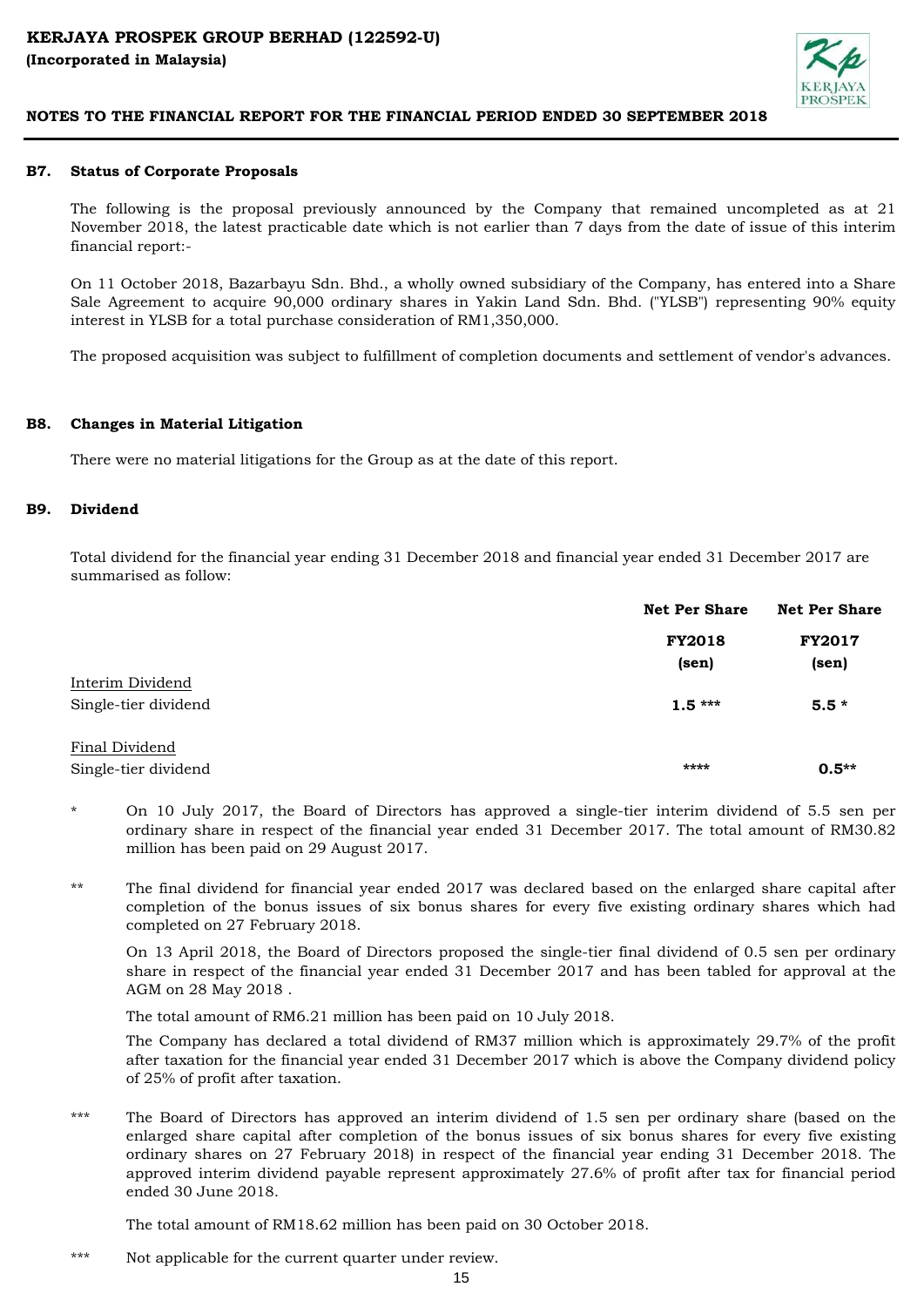**B7. Status of Corporate Proposals**

The following is the proposal previously announced by the Company that remained uncompleted as at 21 November 2018, the latest practicable date which is not earlier than 7 days from the date of issue of this interim financial report:-

On 11 October 2018, Bazarbayu Sdn. Bhd., a wholly owned subsidiary of the Company, has entered into a Share Sale Agreement to acquire 90,000 ordinary shares in Yakin Land Sdn. Bhd. ("YLSB") representing 90% equity interest in YLSB for a total purchase consideration of RM1,350,000.

The proposed acquisition was subject to fulfillment of completion documents and settlement of vendor's advances.

**B8. Changes in Material Litigation**

There were no material litigations for the Group as at the date of this report.

**B9. Dividend**

Total dividend for the financial year ending 31 December 2018 and financial year ended 31 December 2017 are summarised as follow:

| | **Net Per Share** | **Net Per Share** |
|---|---|---|
| | **FY2018 (sen)** | **FY2017 (sen)** |
| Interim Dividend | | |
| Single-tier dividend | **1.5 \*\*\*** | **5.5 \*** |
| Final Dividend | | |
| Single-tier dividend | **\*\*\*\*** | **0.5\*\*** |

\* On 10 July 2017, the Board of Directors has approved a single-tier interim dividend of 5.5 sen per ordinary share in respect of the financial year ended 31 December 2017. The total amount of RM30.82 million has been paid on 29 August 2017.

\*\* The final dividend for financial year ended 2017 was declared based on the enlarged share capital after completion of the bonus issues of six bonus shares for every five existing ordinary shares which had completed on 27 February 2018.

On 13 April 2018, the Board of Directors proposed the single-tier final dividend of 0.5 sen per ordinary share in respect of the financial year ended 31 December 2017 and has been tabled for approval at the AGM on 28 May 2018 .

The total amount of RM6.21 million has been paid on 10 July 2018.

The Company has declared a total dividend of RM37 million which is approximately 29.7% of the profit after taxation for the financial year ended 31 December 2017 which is above the Company dividend policy of 25% of profit after taxation.

\*\*\* The Board of Directors has approved an interim dividend of 1.5 sen per ordinary share (based on the enlarged share capital after completion of the bonus issues of six bonus shares for every five existing ordinary shares on 27 February 2018) in respect of the financial year ending 31 December 2018. The approved interim dividend payable represent approximately 27.6% of profit after tax for financial period ended 30 June 2018.

The total amount of RM18.62 million has been paid on 30 October 2018.

\*\*\* Not applicable for the current quarter under review.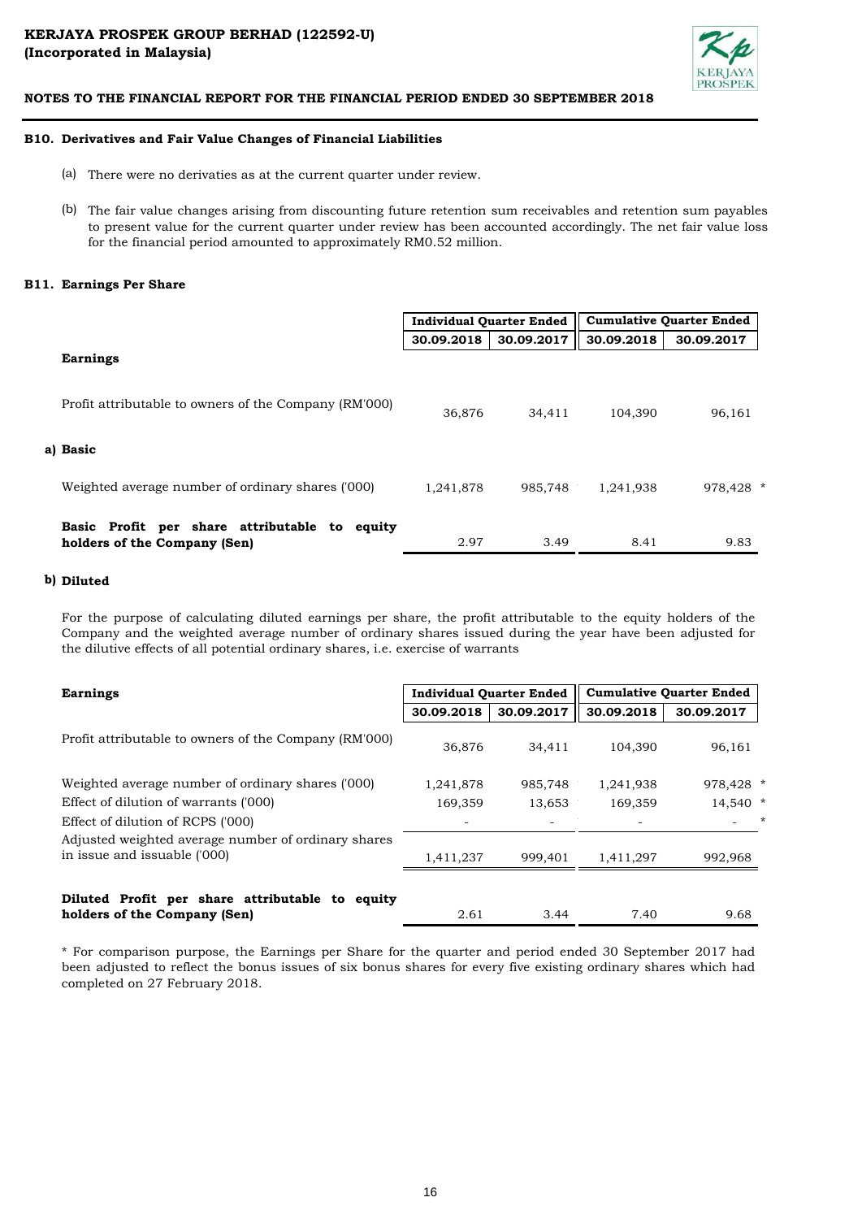**KERJAYA PROSPEK GROUP BERHAD (122592-U)**
**(Incorporated in Malaysia)**

**NOTES TO THE FINANCIAL REPORT FOR THE FINANCIAL PERIOD ENDED 30 SEPTEMBER 2018**

### B10. Derivatives and Fair Value Changes of Financial Liabilities

(a) There were no derivaties as at the current quarter under review.

(b) The fair value changes arising from discounting future retention sum receivables and retention sum payables to present value for the current quarter under review has been accounted accordingly. The net fair value loss for the financial period amounted to approximately RM0.52 million.

### B11. Earnings Per Share

| | Individual Quarter Ended | | Cumulative Quarter Ended | |
|---|---|---|---|---|
| | **30.09.2018** | **30.09.2017** | **30.09.2018** | **30.09.2017** |
| **Earnings** | | | | |
| Profit attributable to owners of the Company (RM'000) | 36,876 | 34,411 | 104,390 | 96,161 |
| **a) Basic** | | | | |
| Weighted average number of ordinary shares ('000) | 1,241,878 | 985,748 | 1,241,938 | 978,428 * |
| **Basic Profit per share attributable to equity holders of the Company (Sen)** | 2.97 | 3.49 | 8.41 | 9.83 |

**b) Diluted**

For the purpose of calculating diluted earnings per share, the profit attributable to the equity holders of the Company and the weighted average number of ordinary shares issued during the year have been adjusted for the dilutive effects of all potential ordinary shares, i.e. exercise of warrants

| **Earnings** | Individual Quarter Ended | | Cumulative Quarter Ended | |
|---|---|---|---|---|
| | **30.09.2018** | **30.09.2017** | **30.09.2018** | **30.09.2017** |
| Profit attributable to owners of the Company (RM'000) | 36,876 | 34,411 | 104,390 | 96,161 |
| Weighted average number of ordinary shares ('000) | 1,241,878 | 985,748 | 1,241,938 | 978,428 * |
| Effect of dilution of warrants ('000) | 169,359 | 13,653 | 169,359 | 14,540 * |
| Effect of dilution of RCPS ('000) | - | - | - | - * |
| Adjusted weighted average number of ordinary shares in issue and issuable ('000) | 1,411,237 | 999,401 | 1,411,297 | 992,968 |
| **Diluted Profit per share attributable to equity holders of the Company (Sen)** | 2.61 | 3.44 | 7.40 | 9.68 |

* For comparison purpose, the Earnings per Share for the quarter and period ended 30 September 2017 had been adjusted to reflect the bonus issues of six bonus shares for every five existing ordinary shares which had completed on 27 February 2018.